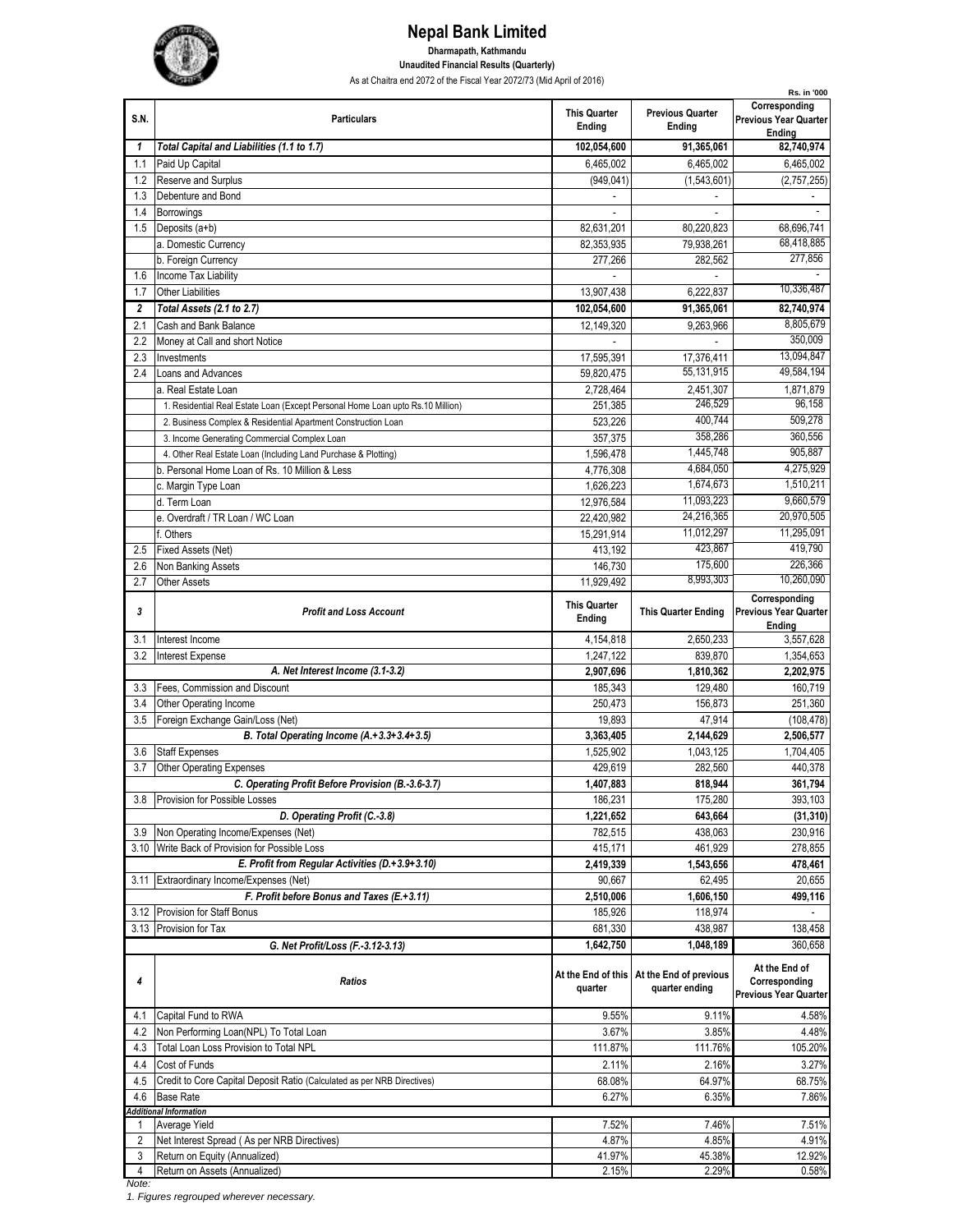# Nepal Bank Limited

**Dharmapath, Kathmandu**

**Unaudited Financial Results (Quarterly)**

As at Chaitra end 2072 of the Fiscal Year 2072/73 (Mid April of 2016)

**Rs. in '000**

| S.N. | Particulars | This Quarter Ending | Previous Quarter Ending | Corresponding Previous Year Quarter Ending |
|---|---|---|---|---|
| ***1*** | ***Total Capital and Liabilities (1.1 to 1.7)*** | **102,054,600** | **91,365,061** | **82,740,974** |
| 1.1 | Paid Up Capital | 6,465,002 | 6,465,002 | 6,465,002 |
| 1.2 | Reserve and Surplus | (949,041) | (1,543,601) | (2,757,255) |
| 1.3 | Debenture and Bond | - | - | - |
| 1.4 | Borrowings | - | - | - |
| 1.5 | Deposits (a+b) | 82,631,201 | 80,220,823 | 68,696,741 |
| | a. Domestic Currency | 82,353,935 | 79,938,261 | 68,418,885 |
| | b. Foreign Currency | 277,266 | 282,562 | 277,856 |
| 1.6 | Income Tax Liability | - | - | - |
| 1.7 | Other Liabilities | 13,907,438 | 6,222,837 | 10,336,487 |
| ***2*** | ***Total Assets (2.1 to 2.7)*** | **102,054,600** | **91,365,061** | **82,740,974** |
| 2.1 | Cash and Bank Balance | 12,149,320 | 9,263,966 | 8,805,679 |
| 2.2 | Money at Call and short Notice | - | - | 350,009 |
| 2.3 | Investments | 17,595,391 | 17,376,411 | 13,094,847 |
| 2.4 | Loans and Advances | 59,820,475 | 55,131,915 | 49,584,194 |
| | a. Real Estate Loan | 2,728,464 | 2,451,307 | 1,871,879 |
| | 1. Residential Real Estate Loan (Except Personal Home Loan upto Rs.10 Million) | 251,385 | 246,529 | 96,158 |
| | 2. Business Complex & Residential Apartment Construction Loan | 523,226 | 400,744 | 509,278 |
| | 3. Income Generating Commercial Complex Loan | 357,375 | 358,286 | 360,556 |
| | 4. Other Real Estate Loan (Including Land Purchase & Plotting) | 1,596,478 | 1,445,748 | 905,887 |
| | b. Personal Home Loan of Rs. 10 Million & Less | 4,776,308 | 4,684,050 | 4,275,929 |
| | c. Margin Type Loan | 1,626,223 | 1,674,673 | 1,510,211 |
| | d. Term Loan | 12,976,584 | 11,093,223 | 9,660,579 |
| | e. Overdraft / TR Loan / WC Loan | 22,420,982 | 24,216,365 | 20,970,505 |
| | f. Others | 15,291,914 | 11,012,297 | 11,295,091 |
| 2.5 | Fixed Assets (Net) | 413,192 | 423,867 | 419,790 |
| 2.6 | Non Banking Assets | 146,730 | 175,600 | 226,366 |
| 2.7 | Other Assets | 11,929,492 | 8,993,303 | 10,260,090 |
| ***3*** | ***Profit and Loss Account*** | **This Quarter Ending** | **This Quarter Ending** | **Corresponding Previous Year Quarter Ending** |
| 3.1 | Interest Income | 4,154,818 | 2,650,233 | 3,557,628 |
| 3.2 | Interest Expense | 1,247,122 | 839,870 | 1,354,653 |
| | ***A. Net Interest Income (3.1-3.2)*** | **2,907,696** | **1,810,362** | **2,202,975** |
| 3.3 | Fees, Commission and Discount | 185,343 | 129,480 | 160,719 |
| 3.4 | Other Operating Income | 250,473 | 156,873 | 251,360 |
| 3.5 | Foreign Exchange Gain/Loss (Net) | 19,893 | 47,914 | (108,478) |
| | ***B. Total Operating Income (A.+3.3+3.4+3.5)*** | **3,363,405** | **2,144,629** | **2,506,577** |
| 3.6 | Staff Expenses | 1,525,902 | 1,043,125 | 1,704,405 |
| 3.7 | Other Operating Expenses | 429,619 | 282,560 | 440,378 |
| | ***C. Operating Profit Before Provision (B.-3.6-3.7)*** | **1,407,883** | **818,944** | **361,794** |
| 3.8 | Provision for Possible Losses | 186,231 | 175,280 | 393,103 |
| | ***D. Operating Profit (C.-3.8)*** | **1,221,652** | **643,664** | **(31,310)** |
| 3.9 | Non Operating Income/Expenses (Net) | 782,515 | 438,063 | 230,916 |
| 3.10 | Write Back of Provision for Possible Loss | 415,171 | 461,929 | 278,855 |
| | ***E. Profit from Regular Activities (D.+3.9+3.10)*** | **2,419,339** | **1,543,656** | **478,461** |
| 3.11 | Extraordinary Income/Expenses (Net) | 90,667 | 62,495 | 20,655 |
| | ***F. Profit before Bonus and Taxes (E.+3.11)*** | **2,510,006** | **1,606,150** | **499,116** |
| 3.12 | Provision for Staff Bonus | 185,926 | 118,974 | - |
| 3.13 | Provision for Tax | 681,330 | 438,987 | 138,458 |
| | ***G. Net Profit/Loss (F.-3.12-3.13)*** | **1,642,750** | **1,048,189** | 360,658 |
| ***4*** | ***Ratios*** | **At the End of this quarter** | **At the End of previous quarter ending** | **At the End of Corresponding Previous Year Quarter** |
| 4.1 | Capital Fund to RWA | 9.55% | 9.11% | 4.58% |
| 4.2 | Non Performing Loan(NPL) To Total Loan | 3.67% | 3.85% | 4.48% |
| 4.3 | Total Loan Loss Provision to Total NPL | 111.87% | 111.76% | 105.20% |
| 4.4 | Cost of Funds | 2.11% | 2.16% | 3.27% |
| 4.5 | Credit to Core Capital Deposit Ratio (Calculated as per NRB Directives) | 68.08% | 64.97% | 68.75% |
| 4.6 | Base Rate | 6.27% | 6.35% | 7.86% |
| ***Additional Information*** | | | | |
| 1 | Average Yield | 7.52% | 7.46% | 7.51% |
| 2 | Net Interest Spread ( As per NRB Directives) | 4.87% | 4.85% | 4.91% |
| 3 | Return on Equity (Annualized) | 41.97% | 45.38% | 12.92% |
| 4 | Return on Assets (Annualized) | 2.15% | 2.29% | 0.58% |

*Note:*

*1. Figures regrouped wherever necessary.*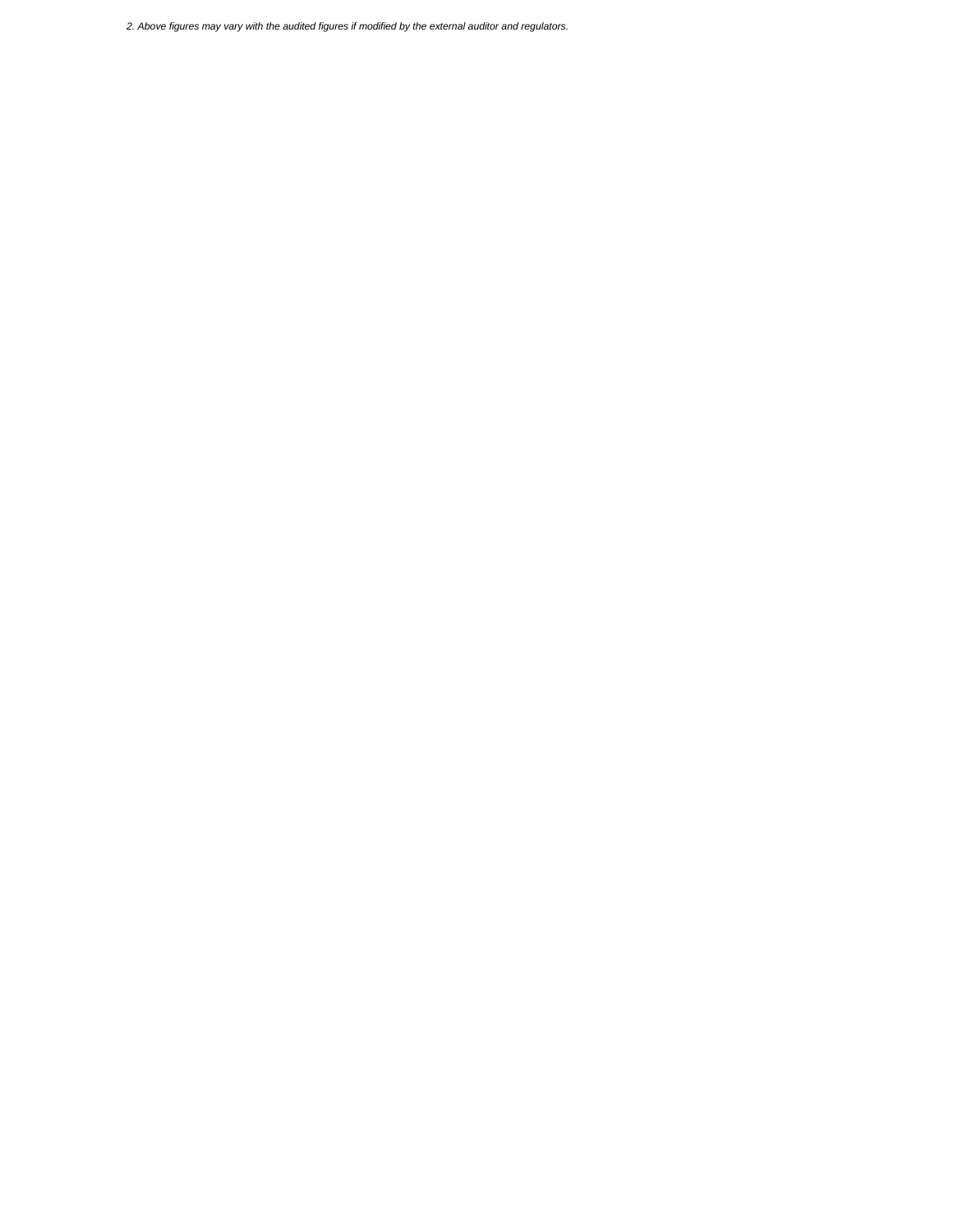*2. Above figures may vary with the audited figures if modified by the external auditor and regulators.*